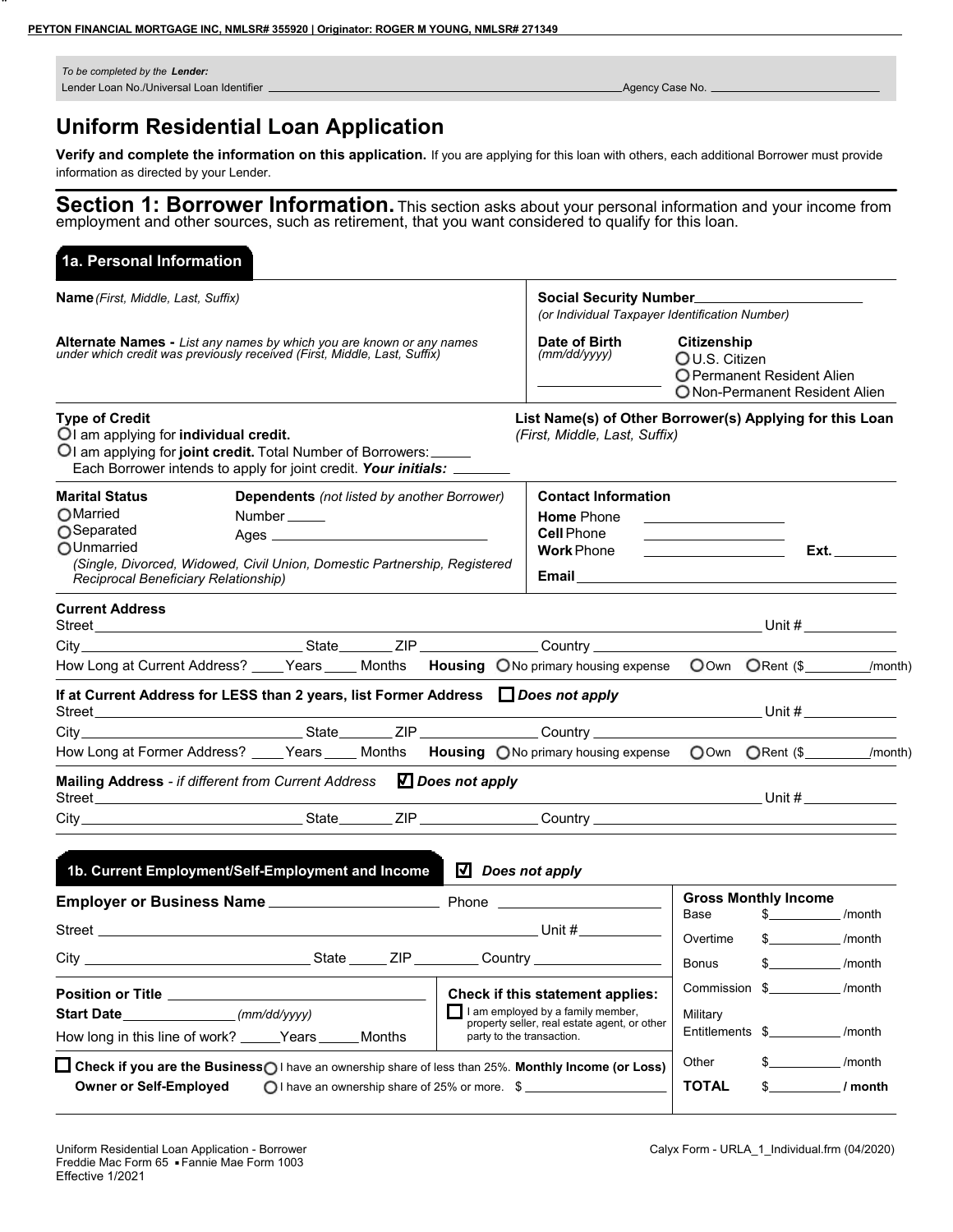PEYTON FINANCIAL MORTGAGE INC, NMLSR# 355920 | Originator: ROGER M YOUNG, NMLSR# 271349

*To be completed by the* ***Lender:***
Lender Loan No./Universal Loan Identifier ______________________ Agency Case No. ______________

# Uniform Residential Loan Application

**Verify and complete the information on this application.** If you are applying for this loan with others, each additional Borrower must provide information as directed by your Lender.

## Section 1: Borrower Information.

This section asks about your personal information and your income from employment and other sources, such as retirement, that you want considered to qualify for this loan.

### 1a. Personal Information

**Name** *(First, Middle, Last, Suffix)*

**Alternate Names -** *List any names by which you are known or any names under which credit was previously received (First, Middle, Last, Suffix)*

**Social Security Number** ______________
*(or Individual Taxpayer Identification Number)*

**Date of Birth** *(mm/dd/yyyy)* ______________

**Citizenship**
- ○ U.S. Citizen
- ○ Permanent Resident Alien
- ○ Non-Permanent Resident Alien

**Type of Credit**
- ○ I am applying for **individual credit.**
- ○ I am applying for **joint credit.** Total Number of Borrowers: _____
  Each Borrower intends to apply for joint credit. ***Your initials:*** _______

**List Name(s) of Other Borrower(s) Applying for this Loan** *(First, Middle, Last, Suffix)*

**Marital Status**
- ○ Married
- ○ Separated
- ○ Unmarried

*(Single, Divorced, Widowed, Civil Union, Domestic Partnership, Registered Reciprocal Beneficiary Relationship)*

**Dependents** *(not listed by another Borrower)*
Number _____
Ages ______________

**Contact Information**
**Home** Phone ______________
**Cell** Phone ______________
**Work** Phone ______________ **Ext.** ________
**Email** ______________

**Current Address**
Street ______________ Unit # ________
City ______________ State _______ ZIP ________ Country ______________
How Long at Current Address? ____Years ____ Months **Housing** ○ No primary housing expense ○ Own ○ Rent ($________/month)

**If at Current Address for LESS than 2 years, list Former Address** ☐ ***Does not apply***
Street ______________ Unit # ________
City ______________ State _______ ZIP ________ Country ______________
How Long at Former Address? ____Years ____ Months **Housing** ○ No primary housing expense ○ Own ○ Rent ($________/month)

**Mailing Address** - *if different from Current Address* ☑ ***Does not apply***
Street ______________ Unit # ________
City ______________ State _______ ZIP ________ Country ______________

### 1b. Current Employment/Self-Employment and Income

☑ ***Does not apply***

**Employer or Business Name** ______________ Phone ______________
Street ______________ Unit # ________
City ______________ State _____ ZIP ________ Country ______________

**Position or Title** ______________
**Start Date** ______________ *(mm/dd/yyyy)*
How long in this line of work? _____Years _____Months

**Check if this statement applies:**
☐ I am employed by a family member, property seller, real estate agent, or other party to the transaction.

☐ **Check if you are the Business Owner or Self-Employed**
- ○ I have an ownership share of less than 25%.
- ○ I have an ownership share of 25% or more.

**Monthly Income (or Loss)** $ ______________

**Gross Monthly Income**

| | | |
|---|---|---|
| Base | $__________ | /month |
| Overtime | $__________ | /month |
| Bonus | $__________ | /month |
| Commission | $__________ | /month |
| Military Entitlements | $__________ | /month |
| Other | $__________ | /month |
| **TOTAL** | $__________ | **/ month** |

Uniform Residential Loan Application - Borrower
Freddie Mac Form 65 ▪ Fannie Mae Form 1003
Effective 1/2021

Calyx Form - URLA_1_Individual.frm (04/2020)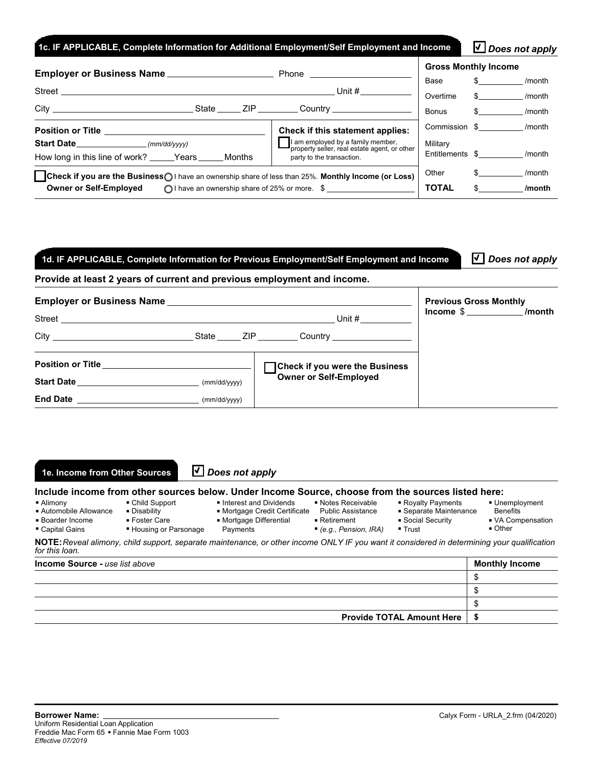## 1c. IF APPLICABLE, Complete Information for Additional Employment/Self Employment and Income

☑ *Does not apply*

**Employer or Business Name** ____________________ Phone ____________________

Street ____________________ Unit # __________

City ____________________ State _____ ZIP ________ Country ________________

**Position or Title** ____________________

**Start Date** ______________ *(mm/dd/yyyy)*

How long in this line of work? _____Years _____Months

**Check if this statement applies:**

☐ I am employed by a family member, property seller, real estate agent, or other party to the transaction.

☐ **Check if you are the Business Owner or Self-Employed**
- ○ I have an ownership share of less than 25%.
- ○ I have an ownership share of 25% or more.

**Monthly Income (or Loss)** $ ____________________

**Gross Monthly Income**

| | | |
|---|---|---|
| Base | $__________ | /month |
| Overtime | $__________ | /month |
| Bonus | $__________ | /month |
| Commission | $__________ | /month |
| Military Entitlements | $__________ | /month |
| Other | $__________ | /month |
| **TOTAL** | $__________ | **/month** |

## 1d. IF APPLICABLE, Complete Information for Previous Employment/Self Employment and Income

☑ *Does not apply*

**Provide at least 2 years of current and previous employment and income.**

**Employer or Business Name** ____________________

Street ____________________ Unit # __________

City ____________________ State _____ ZIP ________ Country ________________

**Position or Title** ____________________

**Start Date** ____________________ (mm/dd/yyyy)

**End Date** ____________________ (mm/dd/yyyy)

☐ **Check if you were the Business Owner or Self-Employed**

**Previous Gross Monthly Income** $ ___________ **/month**

## 1e. Income from Other Sources

☑ *Does not apply*

**Include income from other sources below. Under Income Source, choose from the sources listed here:**

- Alimony
- Automobile Allowance
- Boarder Income
- Capital Gains
- Child Support
- Disability
- Foster Care
- Housing or Parsonage
- Interest and Dividends
- Mortgage Credit Certificate
- Mortgage Differential Payments
- Notes Receivable
- Public Assistance
- Retirement *(e.g., Pension, IRA)*
- Royalty Payments
- Separate Maintenance
- Social Security
- Trust
- Unemployment Benefits
- VA Compensation
- Other

**NOTE:** *Reveal alimony, child support, separate maintenance, or other income ONLY IF you want it considered in determining your qualification for this loan.*

| **Income Source -** *use list above* | **Monthly Income** |
|---|---|
| | $ |
| | $ |
| | $ |
| **Provide TOTAL Amount Here** | **$** |

**Borrower Name:** ____________________

Uniform Residential Loan Application
Freddie Mac Form 65 ▪ Fannie Mae Form 1003
*Effective 07/2019*

Calyx Form - URLA_2.frm (04/2020)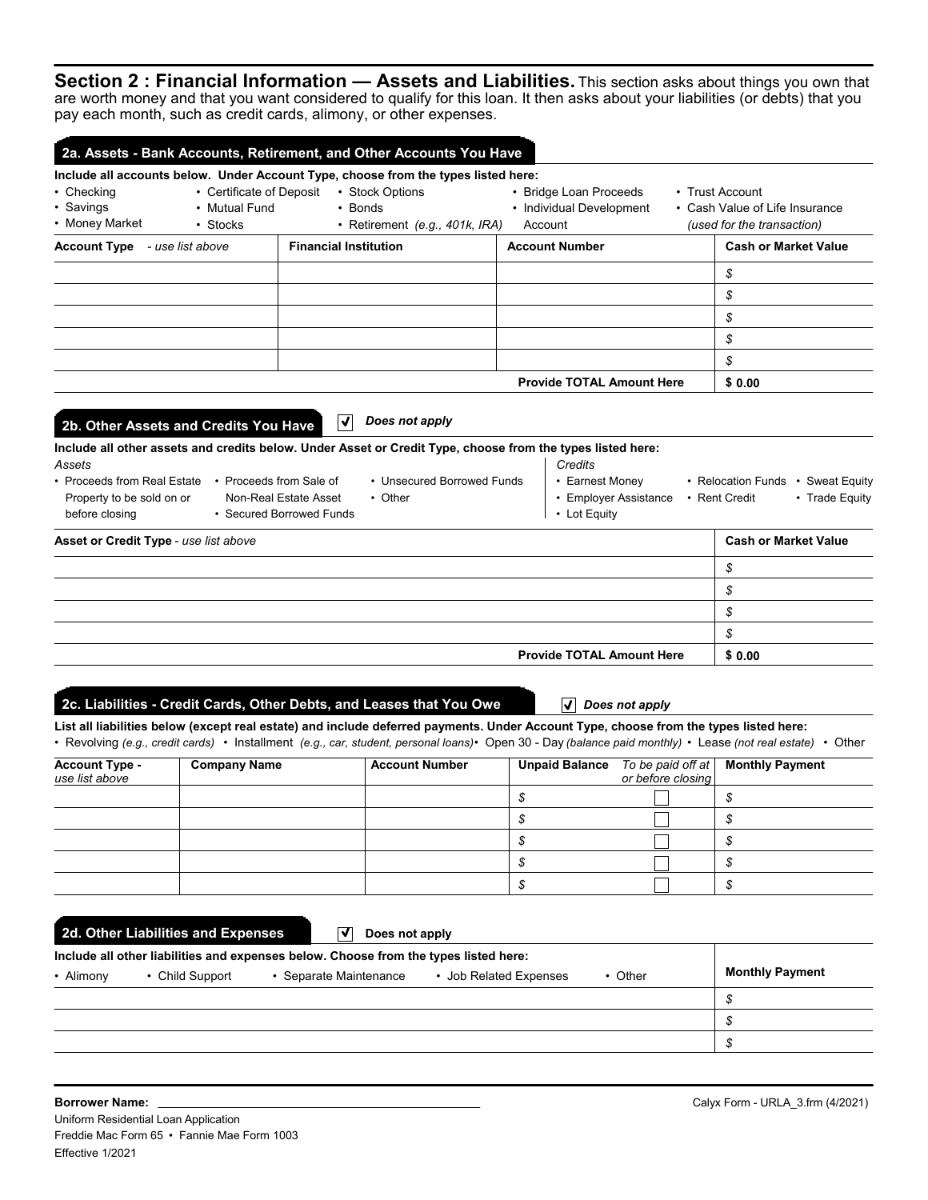## Section 2 : Financial Information — Assets and Liabilities.

This section asks about things you own that are worth money and that you want considered to qualify for this loan. It then asks about your liabilities (or debts) that you pay each month, such as credit cards, alimony, or other expenses.

### 2a. Assets - Bank Accounts, Retirement, and Other Accounts You Have

**Include all accounts below. Under Account Type, choose from the types listed here:**

- Checking
- Savings
- Money Market
- Certificate of Deposit
- Mutual Fund
- Stocks
- Stock Options
- Bonds
- Retirement *(e.g., 401k, IRA)*
- Bridge Loan Proceeds
- Individual Development Account
- Trust Account
- Cash Value of Life Insurance *(used for the transaction)*

| Account Type *- use list above* | Financial Institution | Account Number | Cash or Market Value |
|---|---|---|---|
| | | | $ |
| | | | $ |
| | | | $ |
| | | | $ |
| | | | $ |
| | | **Provide TOTAL Amount Here** | **$ 0.00** |

### 2b. Other Assets and Credits You Have ☑ *Does not apply*

**Include all other assets and credits below. Under Asset or Credit Type, choose from the types listed here:**

*Assets*

- Proceeds from Real Estate Property to be sold on or before closing
- Proceeds from Sale of Non-Real Estate Asset
- Secured Borrowed Funds
- Unsecured Borrowed Funds
- Other

*Credits*

- Earnest Money
- Employer Assistance
- Lot Equity
- Relocation Funds
- Rent Credit
- Sweat Equity
- Trade Equity

| Asset or Credit Type - *use list above* | Cash or Market Value |
|---|---|
| | $ |
| | $ |
| | $ |
| | $ |
| **Provide TOTAL Amount Here** | **$ 0.00** |

### 2c. Liabilities - Credit Cards, Other Debts, and Leases that You Owe ☑ *Does not apply*

**List all liabilities below (except real estate) and include deferred payments. Under Account Type, choose from the types listed here:**

- Revolving *(e.g., credit cards)* • Installment *(e.g., car, student, personal loans)* • Open 30 - Day *(balance paid monthly)* • Lease *(not real estate)* • Other

| Account Type - *use list above* | Company Name | Account Number | Unpaid Balance | *To be paid off at or before closing* | Monthly Payment |
|---|---|---|---|---|---|
| | | | $ | ☐ | $ |
| | | | $ | ☐ | $ |
| | | | $ | ☐ | $ |
| | | | $ | ☐ | $ |
| | | | $ | ☐ | $ |

### 2d. Other Liabilities and Expenses ☑ Does not apply

**Include all other liabilities and expenses below. Choose from the types listed here:**

- Alimony • Child Support • Separate Maintenance • Job Related Expenses • Other

| | Monthly Payment |
|---|---|
| | $ |
| | $ |
| | $ |

**Borrower Name:** ____________________

Calyx Form - URLA_3.frm (4/2021)

Uniform Residential Loan Application
Freddie Mac Form 65 • Fannie Mae Form 1003
Effective 1/2021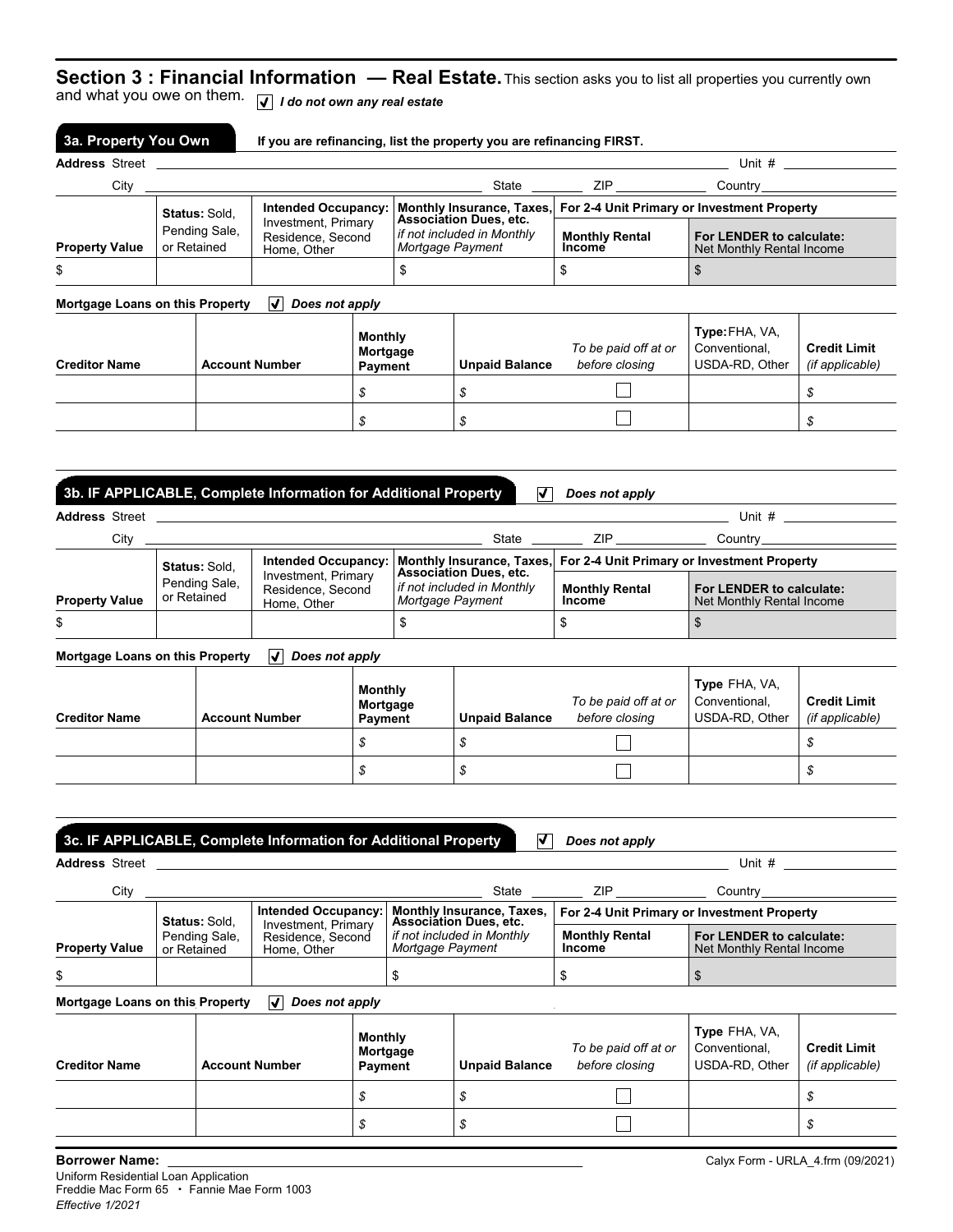## Section 3 : Financial Information — Real Estate.

This section asks you to list all properties you currently own and what you owe on them. ☑ *I do not own any real estate*

### 3a. Property You Own

**If you are refinancing, list the property you are refinancing FIRST.**

**Address** Street ______________________ Unit # ______

City ______________________ State ______ ZIP ______ Country ______

| Property Value | Status: Sold, Pending Sale, or Retained | Intended Occupancy: Investment, Primary Residence, Second Home, Other | Monthly Insurance, Taxes, Association Dues, etc. *if not included in Monthly Mortgage Payment* | For 2-4 Unit Primary or Investment Property: Monthly Rental Income | For LENDER to calculate: Net Monthly Rental Income |
|---|---|---|---|---|---|
| $ | | | $ | $ | $ |

**Mortgage Loans on this Property** ☑ *Does not apply*

| Creditor Name | Account Number | Monthly Mortgage Payment | Unpaid Balance | *To be paid off at or before closing* | Type: FHA, VA, Conventional, USDA-RD, Other | Credit Limit *(if applicable)* |
|---|---|---|---|---|---|---|
| | | $ | $ | ☐ | | $ |
| | | $ | $ | ☐ | | $ |

### 3b. IF APPLICABLE, Complete Information for Additional Property ☑ *Does not apply*

**Address** Street ______________________ Unit # ______

City ______________________ State ______ ZIP ______ Country ______

| Property Value | Status: Sold, Pending Sale, or Retained | Intended Occupancy: Investment, Primary Residence, Second Home, Other | Monthly Insurance, Taxes, Association Dues, etc. *if not included in Monthly Mortgage Payment* | For 2-4 Unit Primary or Investment Property: Monthly Rental Income | For LENDER to calculate: Net Monthly Rental Income |
|---|---|---|---|---|---|
| $ | | | $ | $ | $ |

**Mortgage Loans on this Property** ☑ *Does not apply*

| Creditor Name | Account Number | Monthly Mortgage Payment | Unpaid Balance | *To be paid off at or before closing* | Type FHA, VA, Conventional, USDA-RD, Other | Credit Limit *(if applicable)* |
|---|---|---|---|---|---|---|
| | | $ | $ | ☐ | | $ |
| | | $ | $ | ☐ | | $ |

### 3c. IF APPLICABLE, Complete Information for Additional Property ☑ *Does not apply*

**Address** Street ______________________ Unit # ______

City ______________________ State ______ ZIP ______ Country ______

| Property Value | Status: Sold, Pending Sale, or Retained | Intended Occupancy: Investment, Primary Residence, Second Home, Other | Monthly Insurance, Taxes, Association Dues, etc. *if not included in Monthly Mortgage Payment* | For 2-4 Unit Primary or Investment Property: Monthly Rental Income | For LENDER to calculate: Net Monthly Rental Income |
|---|---|---|---|---|---|
| $ | | | $ | $ | $ |

**Mortgage Loans on this Property** ☑ *Does not apply*

| Creditor Name | Account Number | Monthly Mortgage Payment | Unpaid Balance | *To be paid off at or before closing* | Type FHA, VA, Conventional, USDA-RD, Other | Credit Limit *(if applicable)* |
|---|---|---|---|---|---|---|
| | | $ | $ | ☐ | | $ |
| | | $ | $ | ☐ | | $ |

**Borrower Name:** ______________________

Calyx Form - URLA_4.frm (09/2021)

Uniform Residential Loan Application
Freddie Mac Form 65 • Fannie Mae Form 1003
*Effective 1/2021*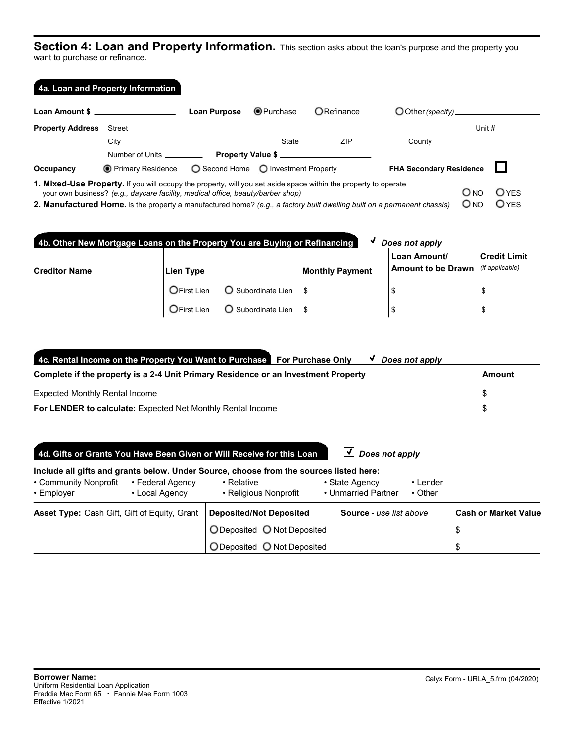## Section 4: Loan and Property Information.

This section asks about the loan's purpose and the property you want to purchase or refinance.

### 4a. Loan and Property Information

**Loan Amount $** ______________ **Loan Purpose** ◉ Purchase ○ Refinance ○ Other *(specify)* ______________

**Property Address** Street ______________ Unit # ______

City ______________ State ______ ZIP ______ County ______________

Number of Units ______ **Property Value $** ______________

**Occupancy** ◉ Primary Residence ○ Second Home ○ Investment Property **FHA Secondary Residence** ☐

**1. Mixed-Use Property.** If you will occupy the property, will you set aside space within the property to operate your own business? *(e.g., daycare facility, medical office, beauty/barber shop)* ○ NO ○ YES

**2. Manufactured Home.** Is the property a manufactured home? *(e.g., a factory built dwelling built on a permanent chassis)* ○ NO ○ YES

### 4b. Other New Mortgage Loans on the Property You are Buying or Refinancing ☑ *Does not apply*

| Creditor Name | Lien Type | Monthly Payment | Loan Amount/ Amount to be Drawn | Credit Limit *(if applicable)* |
|---|---|---|---|---|
| | ○ First Lien ○ Subordinate Lien | $ | $ | $ |
| | ○ First Lien ○ Subordinate Lien | $ | $ | $ |

### 4c. Rental Income on the Property You Want to Purchase **For Purchase Only** ☑ *Does not apply*

| Complete if the property is a 2-4 Unit Primary Residence or an Investment Property | Amount |
|---|---|
| Expected Monthly Rental Income | $ |
| **For LENDER to calculate:** Expected Net Monthly Rental Income | $ |

### 4d. Gifts or Grants You Have Been Given or Will Receive for this Loan ☑ *Does not apply*

**Include all gifts and grants below. Under Source, choose from the sources listed here:**

- Community Nonprofit
- Employer
- Federal Agency
- Local Agency
- Relative
- Religious Nonprofit
- State Agency
- Unmarried Partner
- Lender
- Other

| **Asset Type:** Cash Gift, Gift of Equity, Grant | Deposited/Not Deposited | Source - *use list above* | Cash or Market Value |
|---|---|---|---|
| | ○ Deposited ○ Not Deposited | | $ |
| | ○ Deposited ○ Not Deposited | | $ |

**Borrower Name:** ______________________________

Uniform Residential Loan Application
Freddie Mac Form 65 • Fannie Mae Form 1003
Effective 1/2021

Calyx Form - URLA_5.frm (04/2020)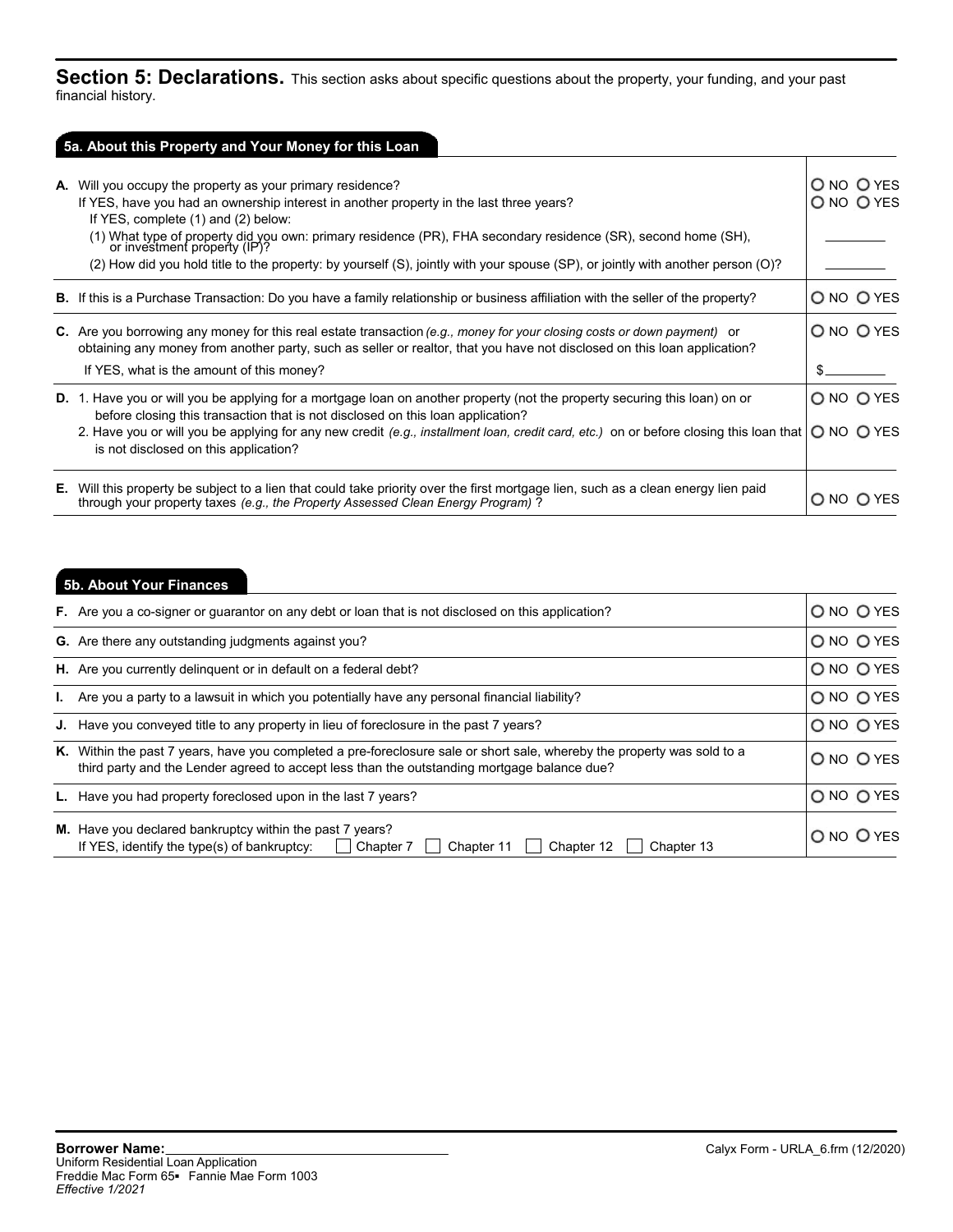## Section 5: Declarations.

This section asks about specific questions about the property, your funding, and your past financial history.

### 5a. About this Property and Your Money for this Loan

| | |
|---|---|
| **A.** Will you occupy the property as your primary residence? | O NO O YES |
| If YES, have you had an ownership interest in another property in the last three years? | O NO O YES |
| If YES, complete (1) and (2) below: | |
| (1) What type of property did you own: primary residence (PR), FHA secondary residence (SR), second home (SH), or investment property (IP)? | ________ |
| (2) How did you hold title to the property: by yourself (S), jointly with your spouse (SP), or jointly with another person (O)? | ________ |
| **B.** If this is a Purchase Transaction: Do you have a family relationship or business affiliation with the seller of the property? | O NO O YES |
| **C.** Are you borrowing any money for this real estate transaction *(e.g., money for your closing costs or down payment)* or obtaining any money from another party, such as seller or realtor, that you have not disclosed on this loan application? | O NO O YES |
| If YES, what is the amount of this money? | $________ |
| **D.** 1. Have you or will you be applying for a mortgage loan on another property (not the property securing this loan) on or before closing this transaction that is not disclosed on this loan application? | O NO O YES |
| 2. Have you or will you be applying for any new credit *(e.g., installment loan, credit card, etc.)* on or before closing this loan that is not disclosed on this application? | O NO O YES |
| **E.** Will this property be subject to a lien that could take priority over the first mortgage lien, such as a clean energy lien paid through your property taxes *(e.g., the Property Assessed Clean Energy Program)* ? | O NO O YES |

### 5b. About Your Finances

| | |
|---|---|
| **F.** Are you a co-signer or guarantor on any debt or loan that is not disclosed on this application? | O NO O YES |
| **G.** Are there any outstanding judgments against you? | O NO O YES |
| **H.** Are you currently delinquent or in default on a federal debt? | O NO O YES |
| **I.** Are you a party to a lawsuit in which you potentially have any personal financial liability? | O NO O YES |
| **J.** Have you conveyed title to any property in lieu of foreclosure in the past 7 years? | O NO O YES |
| **K.** Within the past 7 years, have you completed a pre-foreclosure sale or short sale, whereby the property was sold to a third party and the Lender agreed to accept less than the outstanding mortgage balance due? | O NO O YES |
| **L.** Have you had property foreclosed upon in the last 7 years? | O NO O YES |
| **M.** Have you declared bankruptcy within the past 7 years? If YES, identify the type(s) of bankruptcy: ☐ Chapter 7 ☐ Chapter 11 ☐ Chapter 12 ☐ Chapter 13 | O NO O YES |

**Borrower Name:**________________________________

Uniform Residential Loan Application
Freddie Mac Form 65 ▪ Fannie Mae Form 1003
*Effective 1/2021*

Calyx Form - URLA_6.frm (12/2020)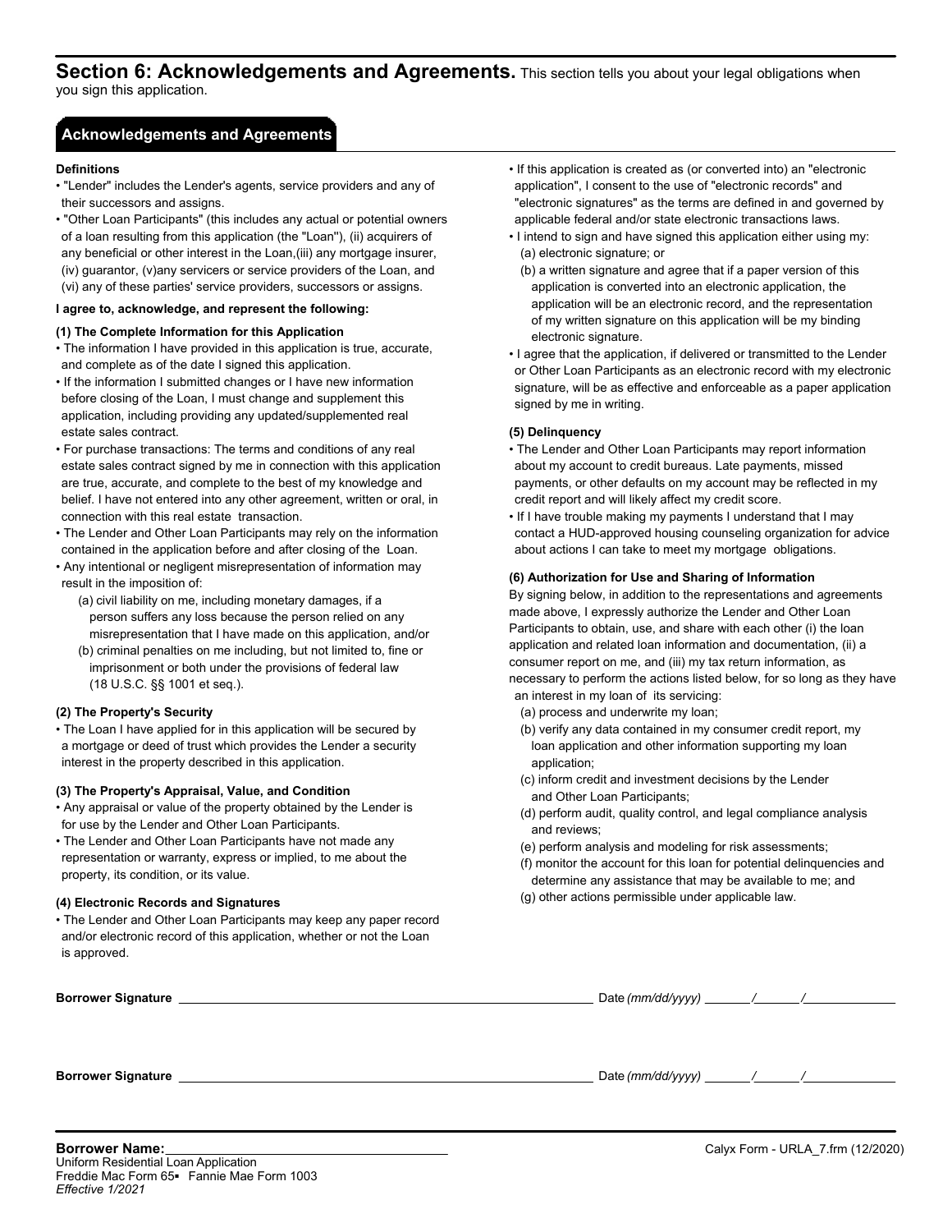## Section 6: Acknowledgements and Agreements.

This section tells you about your legal obligations when you sign this application.

### Acknowledgements and Agreements

**Definitions**

- "Lender" includes the Lender's agents, service providers and any of their successors and assigns.
- "Other Loan Participants" (this includes any actual or potential owners of a loan resulting from this application (the "Loan"), (ii) acquirers of any beneficial or other interest in the Loan,(iii) any mortgage insurer, (iv) guarantor, (v)any servicers or service providers of the Loan, and (vi) any of these parties' service providers, successors or assigns.

**I agree to, acknowledge, and represent the following:**

**(1) The Complete Information for this Application**

- The information I have provided in this application is true, accurate, and complete as of the date I signed this application.
- If the information I submitted changes or I have new information before closing of the Loan, I must change and supplement this application, including providing any updated/supplemented real estate sales contract.
- For purchase transactions: The terms and conditions of any real estate sales contract signed by me in connection with this application are true, accurate, and complete to the best of my knowledge and belief. I have not entered into any other agreement, written or oral, in connection with this real estate transaction.
- The Lender and Other Loan Participants may rely on the information contained in the application before and after closing of the Loan.
- Any intentional or negligent misrepresentation of information may result in the imposition of:
  - (a) civil liability on me, including monetary damages, if a person suffers any loss because the person relied on any misrepresentation that I have made on this application, and/or
  - (b) criminal penalties on me including, but not limited to, fine or imprisonment or both under the provisions of federal law (18 U.S.C. §§ 1001 et seq.).

**(2) The Property's Security**

- The Loan I have applied for in this application will be secured by a mortgage or deed of trust which provides the Lender a security interest in the property described in this application.

**(3) The Property's Appraisal, Value, and Condition**

- Any appraisal or value of the property obtained by the Lender is for use by the Lender and Other Loan Participants.
- The Lender and Other Loan Participants have not made any representation or warranty, express or implied, to me about the property, its condition, or its value.

**(4) Electronic Records and Signatures**

- The Lender and Other Loan Participants may keep any paper record and/or electronic record of this application, whether or not the Loan is approved.
- If this application is created as (or converted into) an "electronic application", I consent to the use of "electronic records" and "electronic signatures" as the terms are defined in and governed by applicable federal and/or state electronic transactions laws.
- I intend to sign and have signed this application either using my:
  - (a) electronic signature; or
  - (b) a written signature and agree that if a paper version of this application is converted into an electronic application, the application will be an electronic record, and the representation of my written signature on this application will be my binding electronic signature.
- I agree that the application, if delivered or transmitted to the Lender or Other Loan Participants as an electronic record with my electronic signature, will be as effective and enforceable as a paper application signed by me in writing.

**(5) Delinquency**

- The Lender and Other Loan Participants may report information about my account to credit bureaus. Late payments, missed payments, or other defaults on my account may be reflected in my credit report and will likely affect my credit score.
- If I have trouble making my payments I understand that I may contact a HUD-approved housing counseling organization for advice about actions I can take to meet my mortgage obligations.

**(6) Authorization for Use and Sharing of Information**

By signing below, in addition to the representations and agreements made above, I expressly authorize the Lender and Other Loan Participants to obtain, use, and share with each other (i) the loan application and related loan information and documentation, (ii) a consumer report on me, and (iii) my tax return information, as necessary to perform the actions listed below, for so long as they have an interest in my loan of its servicing:

- (a) process and underwrite my loan;
- (b) verify any data contained in my consumer credit report, my loan application and other information supporting my loan application;
- (c) inform credit and investment decisions by the Lender and Other Loan Participants;
- (d) perform audit, quality control, and legal compliance analysis and reviews;
- (e) perform analysis and modeling for risk assessments;
- (f) monitor the account for this loan for potential delinquencies and determine any assistance that may be available to me; and
- (g) other actions permissible under applicable law.

**Borrower Signature** ______________________ Date *(mm/dd/yyyy)* ____/____/______

**Borrower Signature** ______________________ Date *(mm/dd/yyyy)* ____/____/______

**Borrower Name:** ______________________

Uniform Residential Loan Application
Freddie Mac Form 65 ▪ Fannie Mae Form 1003
*Effective 1/2021*

Calyx Form - URLA_7.frm (12/2020)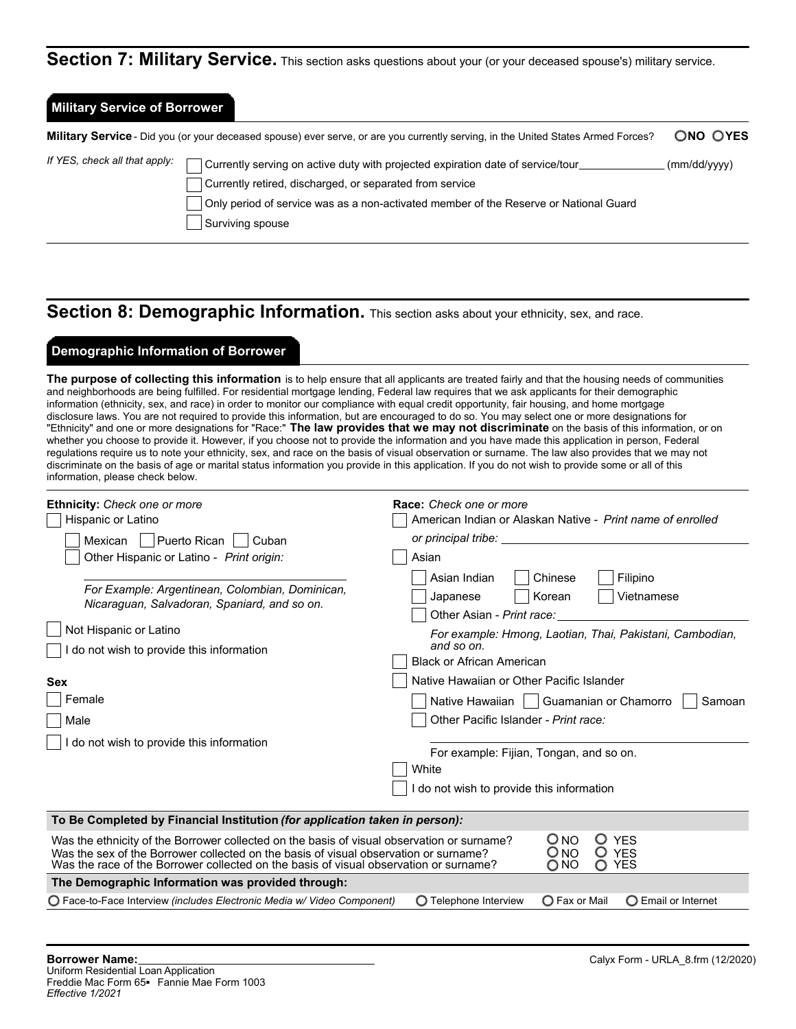## Section 7: Military Service.

This section asks questions about your (or your deceased spouse's) military service.

### Military Service of Borrower

**Military Service** - Did you (or your deceased spouse) ever serve, or are you currently serving, in the United States Armed Forces? ○ **NO** ○ **YES**

*If YES, check all that apply:*

- ☐ Currently serving on active duty with projected expiration date of service/tour ______________ (mm/dd/yyyy)
- ☐ Currently retired, discharged, or separated from service
- ☐ Only period of service was as a non-activated member of the Reserve or National Guard
- ☐ Surviving spouse

## Section 8: Demographic Information.

This section asks about your ethnicity, sex, and race.

### Demographic Information of Borrower

**The purpose of collecting this information** is to help ensure that all applicants are treated fairly and that the housing needs of communities and neighborhoods are being fulfilled. For residential mortgage lending, Federal law requires that we ask applicants for their demographic information (ethnicity, sex, and race) in order to monitor our compliance with equal credit opportunity, fair housing, and home mortgage disclosure laws. You are not required to provide this information, but are encouraged to do so. You may select one or more designations for "Ethnicity" and one or more designations for "Race:" **The law provides that we may not discriminate** on the basis of this information, or on whether you choose to provide it. However, if you choose not to provide the information and you have made this application in person, Federal regulations require us to note your ethnicity, sex, and race on the basis of visual observation or surname. The law also provides that we may not discriminate on the basis of age or marital status information you provide in this application. If you do not wish to provide some or all of this information, please check below.

**Ethnicity:** *Check one or more*

- ☐ Hispanic or Latino
  - ☐ Mexican ☐ Puerto Rican ☐ Cuban
  - ☐ Other Hispanic or Latino - *Print origin:* ______________

    *For Example: Argentinean, Colombian, Dominican, Nicaraguan, Salvadoran, Spaniard, and so on.*
- ☐ Not Hispanic or Latino
- ☐ I do not wish to provide this information

**Sex**

- ☐ Female
- ☐ Male
- ☐ I do not wish to provide this information

**Race:** *Check one or more*

- ☐ American Indian or Alaskan Native - *Print name of enrolled or principal tribe:* ______________
- ☐ Asian
  - ☐ Asian Indian ☐ Chinese ☐ Filipino
  - ☐ Japanese ☐ Korean ☐ Vietnamese
  - ☐ Other Asian - *Print race:* ______________

    *For example: Hmong, Laotian, Thai, Pakistani, Cambodian, and so on.*
- ☐ Black or African American
- ☐ Native Hawaiian or Other Pacific Islander
  - ☐ Native Hawaiian ☐ Guamanian or Chamorro ☐ Samoan
  - ☐ Other Pacific Islander - *Print race:* ______________

    For example: Fijian, Tongan, and so on.
- ☐ White
- ☐ I do not wish to provide this information

**To Be Completed by Financial Institution** *(for application taken in person):*

| | | |
|---|---|---|
| Was the ethnicity of the Borrower collected on the basis of visual observation or surname? | ○ NO | ○ YES |
| Was the sex of the Borrower collected on the basis of visual observation or surname? | ○ NO | ○ YES |
| Was the race of the Borrower collected on the basis of visual observation or surname? | ○ NO | ○ YES |

**The Demographic Information was provided through:**

○ Face-to-Face Interview *(includes Electronic Media w/ Video Component)* ○ Telephone Interview ○ Fax or Mail ○ Email or Internet

**Borrower Name:** ______________

Uniform Residential Loan Application
Freddie Mac Form 65 ▪ Fannie Mae Form 1003
*Effective 1/2021*

Calyx Form - URLA_8.frm (12/2020)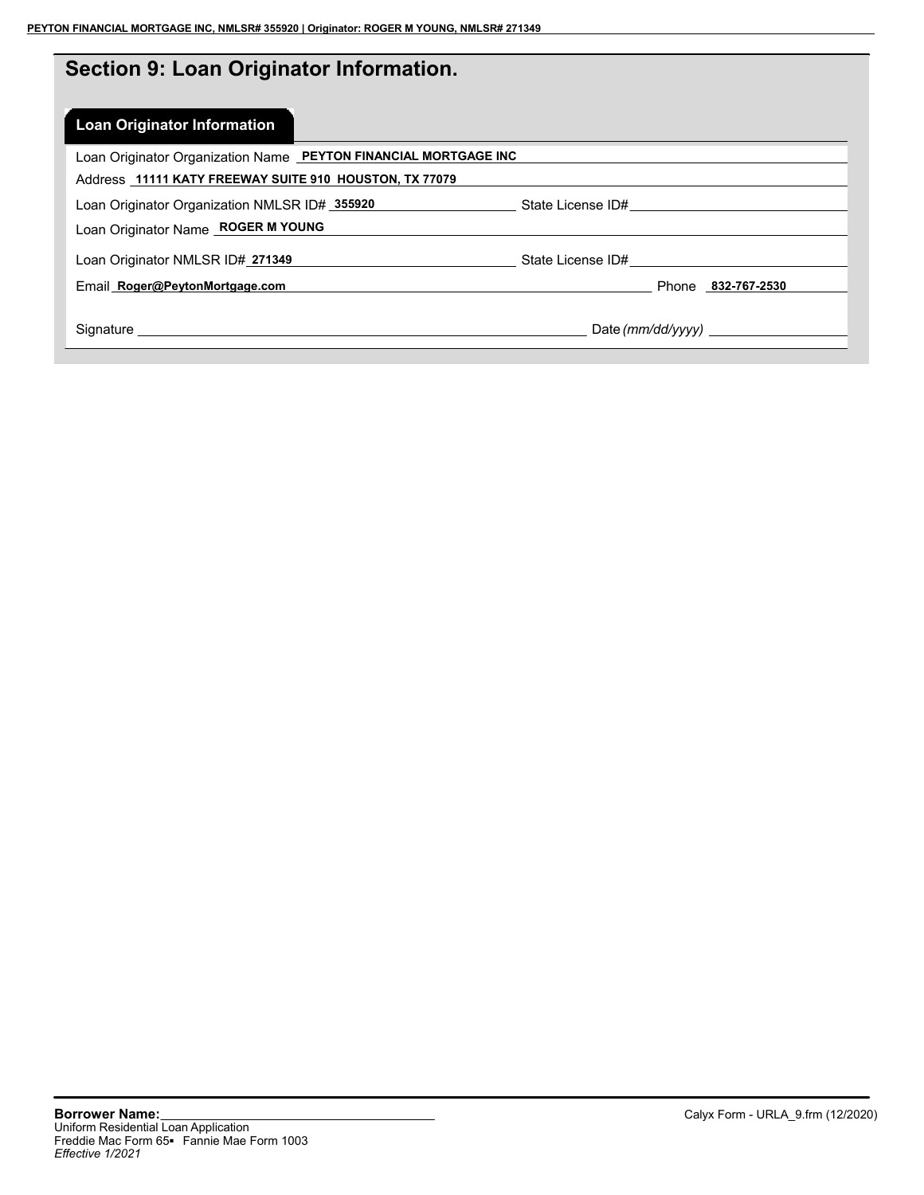## Section 9: Loan Originator Information.

### Loan Originator Information

Loan Originator Organization Name **PEYTON FINANCIAL MORTGAGE INC**

Address **11111 KATY FREEWAY SUITE 910 HOUSTON, TX 77079**

Loan Originator Organization NMLSR ID# **355920** State License ID# ______

Loan Originator Name **ROGER M YOUNG**

Loan Originator NMLSR ID# **271349** State License ID# ______

Email **Roger@PeytonMortgage.com** Phone **832-767-2530**

Signature ______________________ Date *(mm/dd/yyyy)* ______

**Borrower Name:** ______

Uniform Residential Loan Application
Freddie Mac Form 65 ▪ Fannie Mae Form 1003
*Effective 1/2021*

Calyx Form - URLA_9.frm (12/2020)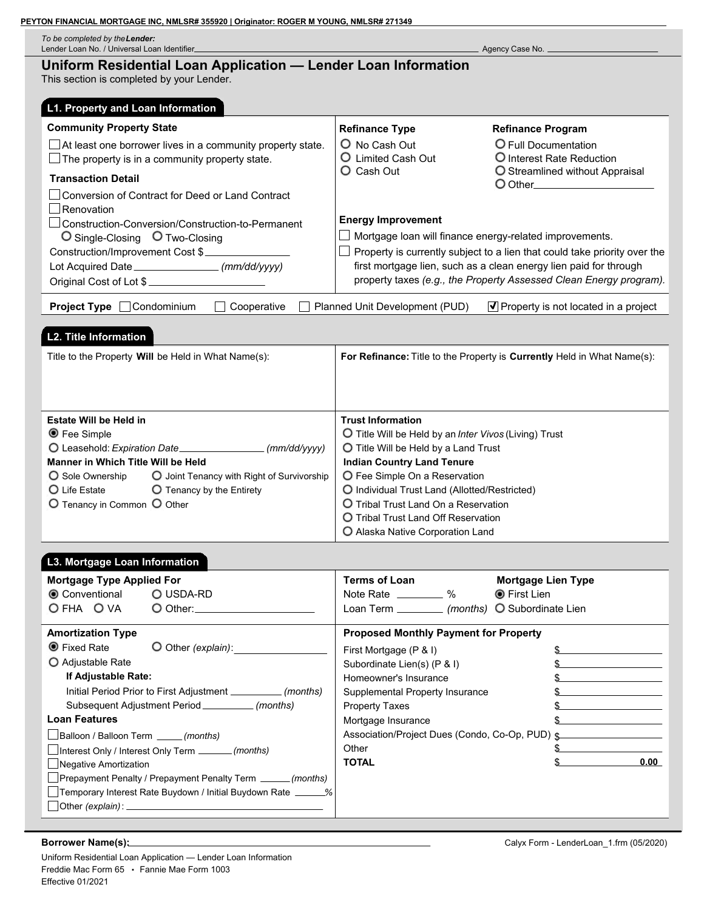PEYTON FINANCIAL MORTGAGE INC, NMLSR# 355920 | Originator: ROGER M YOUNG, NMLSR# 271349

*To be completed by the* ***Lender:***
Lender Loan No. / Universal Loan Identifier ______________________ Agency Case No. ______________

# Uniform Residential Loan Application — Lender Loan Information

This section is completed by your Lender.

## L1. Property and Loan Information

**Community Property State**

☐ At least one borrower lives in a community property state.
☐ The property is in a community property state.

**Transaction Detail**

☐ Conversion of Contract for Deed or Land Contract
☐ Renovation
☐ Construction-Conversion/Construction-to-Permanent
○ Single-Closing ○ Two-Closing
Construction/Improvement Cost $ ______________
Lot Acquired Date ______________ *(mm/dd/yyyy)*
Original Cost of Lot $ ______________

**Refinance Type**

○ No Cash Out
○ Limited Cash Out
○ Cash Out

**Refinance Program**

○ Full Documentation
○ Interest Rate Reduction
○ Streamlined without Appraisal
○ Other ______________

**Energy Improvement**

☐ Mortgage loan will finance energy-related improvements.
☐ Property is currently subject to a lien that could take priority over the first mortgage lien, such as a clean energy lien paid for through property taxes *(e.g., the Property Assessed Clean Energy program).*

**Project Type** ☐ Condominium ☐ Cooperative ☐ Planned Unit Development (PUD) ☑ Property is not located in a project

## L2. Title Information

Title to the Property **Will** be Held in What Name(s):

**For Refinance:** Title to the Property is **Currently** Held in What Name(s):

**Estate Will be Held in**

◉ Fee Simple
○ Leasehold: *Expiration Date* ______________ *(mm/dd/yyyy)*

**Manner in Which Title Will be Held**

○ Sole Ownership ○ Joint Tenancy with Right of Survivorship
○ Life Estate ○ Tenancy by the Entirety
○ Tenancy in Common ○ Other

**Trust Information**

○ Title Will be Held by an *Inter Vivos* (Living) Trust
○ Title Will be Held by a Land Trust

**Indian Country Land Tenure**

○ Fee Simple On a Reservation
○ Individual Trust Land (Allotted/Restricted)
○ Tribal Trust Land On a Reservation
○ Tribal Trust Land Off Reservation
○ Alaska Native Corporation Land

## L3. Mortgage Loan Information

**Mortgage Type Applied For**

◉ Conventional ○ USDA-RD
○ FHA ○ VA ○ Other: ______________

**Terms of Loan**

Note Rate ________ %
Loan Term ________ *(months)*

**Mortgage Lien Type**

◉ First Lien
○ Subordinate Lien

**Amortization Type**

◉ Fixed Rate ○ Other *(explain)*: ______________
○ Adjustable Rate

**If Adjustable Rate:**

Initial Period Prior to First Adjustment ________ *(months)*
Subsequent Adjustment Period ________ *(months)*

**Loan Features**

☐ Balloon / Balloon Term _____ *(months)*
☐ Interest Only / Interest Only Term _____ *(months)*
☐ Negative Amortization
☐ Prepayment Penalty / Prepayment Penalty Term _____ *(months)*
☐ Temporary Interest Rate Buydown / Initial Buydown Rate _____ *%*
☐ Other *(explain)*: ______________

**Proposed Monthly Payment for Property**

| | |
|---|---|
| First Mortgage (P & I) | $ |
| Subordinate Lien(s) (P & I) | $ |
| Homeowner's Insurance | $ |
| Supplemental Property Insurance | $ |
| Property Taxes | $ |
| Mortgage Insurance | $ |
| Association/Project Dues (Condo, Co-Op, PUD) | $ |
| Other | $ |
| **TOTAL** | $ **0.00** |

**Borrower Name(s):** ______________

Calyx Form - LenderLoan_1.frm (05/2020)

Uniform Residential Loan Application — Lender Loan Information
Freddie Mac Form 65 • Fannie Mae Form 1003
Effective 01/2021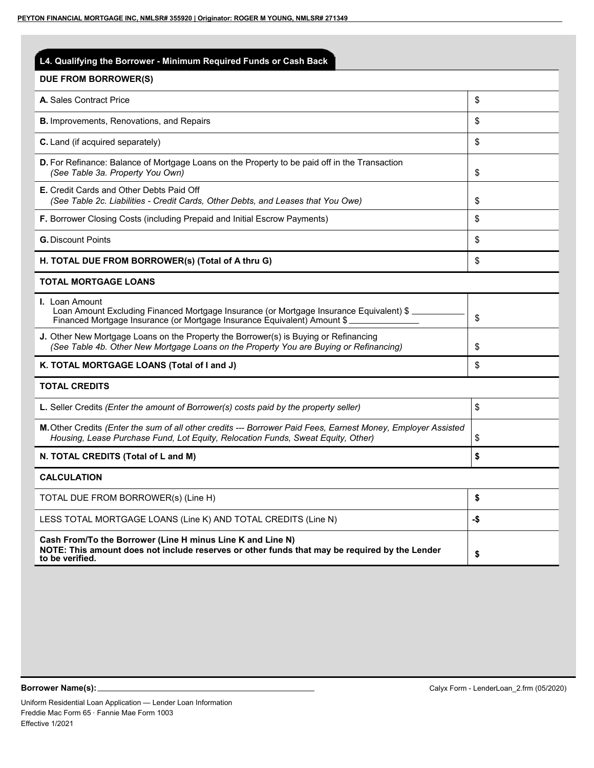## L4. Qualifying the Borrower - Minimum Required Funds or Cash Back

| **DUE FROM BORROWER(S)** | |
|---|---|
| **A.** Sales Contract Price | $ |
| **B.** Improvements, Renovations, and Repairs | $ |
| **C.** Land (if acquired separately) | $ |
| **D.** For Refinance: Balance of Mortgage Loans on the Property to be paid off in the Transaction *(See Table 3a. Property You Own)* | $ |
| **E.** Credit Cards and Other Debts Paid Off *(See Table 2c. Liabilities - Credit Cards, Other Debts, and Leases that You Owe)* | $ |
| **F.** Borrower Closing Costs (including Prepaid and Initial Escrow Payments) | $ |
| **G.** Discount Points | $ |
| **H. TOTAL DUE FROM BORROWER(s) (Total of A thru G)** | $ |
| **TOTAL MORTGAGE LOANS** | |
| **I.** Loan Amount<br>Loan Amount Excluding Financed Mortgage Insurance (or Mortgage Insurance Equivalent) $ ___________<br>Financed Mortgage Insurance (or Mortgage Insurance Equivalent) Amount $ _______________ | $ |
| **J.** Other New Mortgage Loans on the Property the Borrower(s) is Buying or Refinancing *(See Table 4b. Other New Mortgage Loans on the Property You are Buying or Refinancing)* | $ |
| **K. TOTAL MORTGAGE LOANS (Total of I and J)** | $ |
| **TOTAL CREDITS** | |
| **L.** Seller Credits *(Enter the amount of Borrower(s) costs paid by the property seller)* | $ |
| **M.** Other Credits *(Enter the sum of all other credits --- Borrower Paid Fees, Earnest Money, Employer Assisted Housing, Lease Purchase Fund, Lot Equity, Relocation Funds, Sweat Equity, Other)* | $ |
| **N. TOTAL CREDITS (Total of L and M)** | **$** |
| **CALCULATION** | |
| TOTAL DUE FROM BORROWER(s) (Line H) | **$** |
| LESS TOTAL MORTGAGE LOANS (Line K) AND TOTAL CREDITS (Line N) | **-$** |
| **Cash From/To the Borrower (Line H minus Line K and Line N)**<br>**NOTE: This amount does not include reserves or other funds that may be required by the Lender to be verified.** | **$** |

**Borrower Name(s):** ______________________________

Calyx Form - LenderLoan_2.frm (05/2020)

Uniform Residential Loan Application — Lender Loan Information
Freddie Mac Form 65 · Fannie Mae Form 1003
Effective 1/2021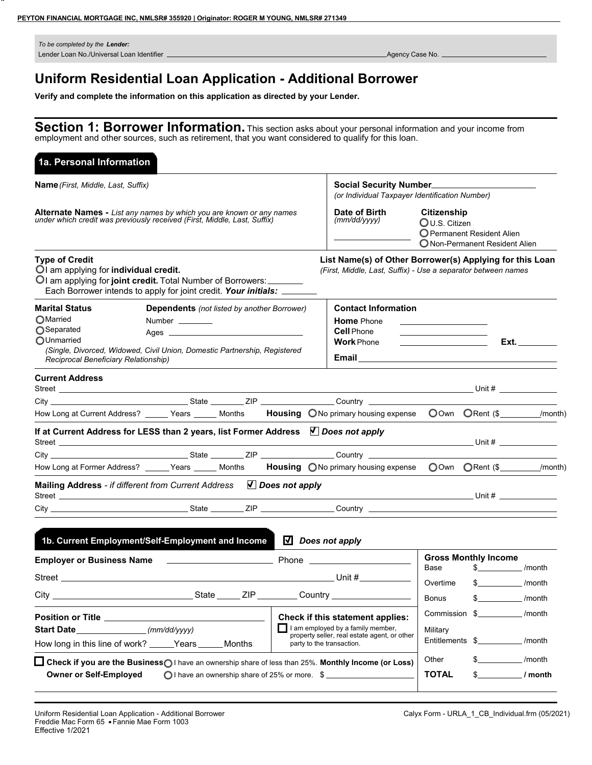PEYTON FINANCIAL MORTGAGE INC, NMLSR# 355920 | Originator: ROGER M YOUNG, NMLSR# 271349

*To be completed by the* ***Lender:***
Lender Loan No./Universal Loan Identifier ______________________ Agency Case No. ______________________

# Uniform Residential Loan Application - Additional Borrower

**Verify and complete the information on this application as directed by your Lender.**

## Section 1: Borrower Information.

This section asks about your personal information and your income from employment and other sources, such as retirement, that you want considered to qualify for this loan.

### 1a. Personal Information

**Name** *(First, Middle, Last, Suffix)*

**Alternate Names -** *List any names by which you are known or any names under which credit was previously received (First, Middle, Last, Suffix)*

**Social Security Number** ______________________
*(or Individual Taxpayer Identification Number)*

**Date of Birth** *(mm/dd/yyyy)* ______________

**Citizenship**
- ○ U.S. Citizen
- ○ Permanent Resident Alien
- ○ Non-Permanent Resident Alien

**Type of Credit**
- ○ I am applying for **individual credit.**
- ○ I am applying for **joint credit.** Total Number of Borrowers: ________
  Each Borrower intends to apply for joint credit. ***Your initials:*** ________

**List Name(s) of Other Borrower(s) Applying for this Loan**
*(First, Middle, Last, Suffix) - Use a separator between names*

**Marital Status**
- ○ Married
- ○ Separated
- ○ Unmarried
  *(Single, Divorced, Widowed, Civil Union, Domestic Partnership, Registered Reciprocal Beneficiary Relationship)*

**Dependents** *(not listed by another Borrower)*
Number ________
Ages ______________________

**Contact Information**
**Home** Phone ______________
**Cell** Phone ______________
**Work** Phone ______________ **Ext.** ________
**Email** ______________________

**Current Address**
Street ______________________ Unit # ________
City ______________ State ________ ZIP ________ Country ______________
How Long at Current Address? _____ Years _____ Months **Housing** ○ No primary housing expense ○ Own ○ Rent ($________/month)

**If at Current Address for LESS than 2 years, list Former Address** ☑ ***Does not apply***
Street ______________________ Unit # ________
City ______________ State ________ ZIP ________ Country ______________
How Long at Former Address? _____ Years _____ Months **Housing** ○ No primary housing expense ○ Own ○ Rent ($________/month)

**Mailing Address** - *if different from Current Address* ☑ ***Does not apply***
Street ______________________ Unit # ________
City ______________ State ________ ZIP ________ Country ______________

### 1b. Current Employment/Self-Employment and Income

☑ ***Does not apply***

**Employer or Business Name** ______________________ Phone ______________
Street ______________________ Unit # ________
City ______________ State _____ ZIP ________ Country ______________

**Position or Title** ______________________
**Start Date** ______________ *(mm/dd/yyyy)*
How long in this line of work? _____ Years _____ Months

**Check if this statement applies:**
☐ I am employed by a family member, property seller, real estate agent, or other party to the transaction.

☐ **Check if you are the Business Owner or Self-Employed**
- ○ I have an ownership share of less than 25%.
- ○ I have an ownership share of 25% or more.

**Monthly Income (or Loss)** $ ______________

**Gross Monthly Income**

| | | |
|---|---|---|
| Base | $__________ | /month |
| Overtime | $__________ | /month |
| Bonus | $__________ | /month |
| Commission | $__________ | /month |
| Military Entitlements | $__________ | /month |
| Other | $__________ | /month |
| **TOTAL** | $__________ | **/ month** |

Uniform Residential Loan Application - Additional Borrower
Freddie Mac Form 65 ▪ Fannie Mae Form 1003
Effective 1/2021

Calyx Form - URLA_1_CB_Individual.frm (05/2021)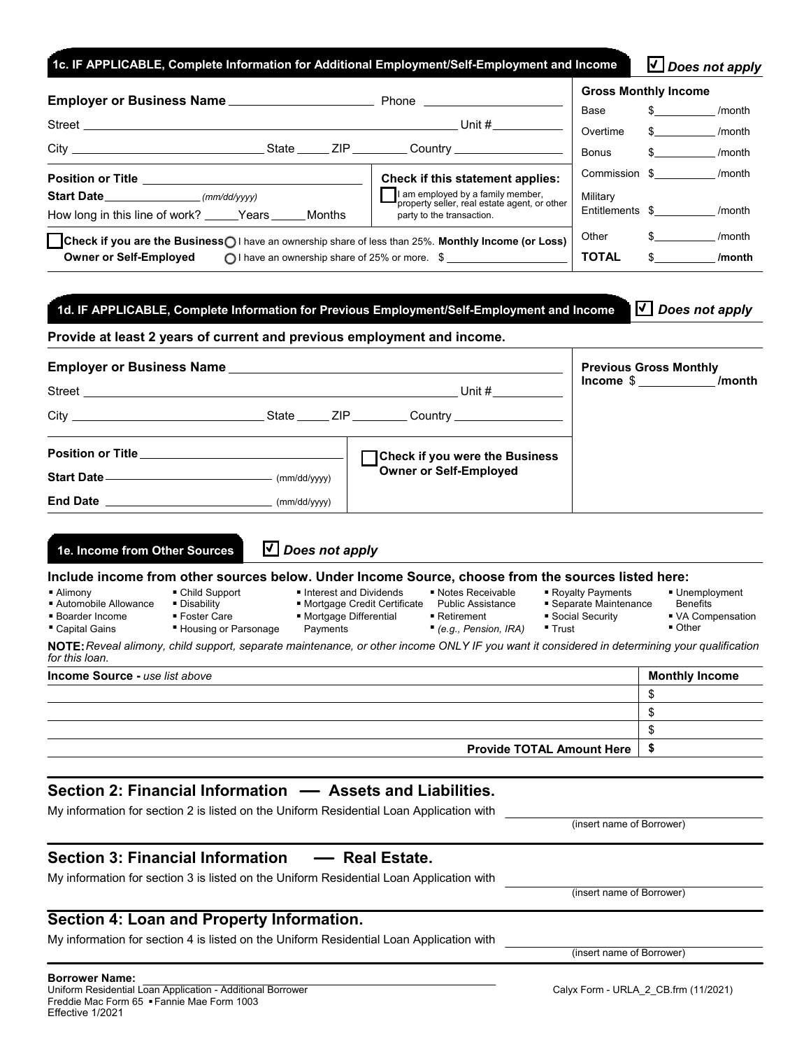## 1c. IF APPLICABLE, Complete Information for Additional Employment/Self-Employment and Income

☑ *Does not apply*

**Employer or Business Name** ____________________ Phone ____________________

Street ____________________ Unit # __________

City ____________________ State _____ ZIP ________ Country ________________

**Position or Title** ____________________

**Start Date** ______________ *(mm/dd/yyyy)*

How long in this line of work? _____Years _____Months

**Check if this statement applies:**

☐ I am employed by a family member, property seller, real estate agent, or other party to the transaction.

☐ **Check if you are the Business Owner or Self-Employed**
- ○ I have an ownership share of less than 25%.
- ○ I have an ownership share of 25% or more.

**Monthly Income (or Loss)** $ ____________________

**Gross Monthly Income**

| | | |
|---|---|---|
| Base | $__________ | /month |
| Overtime | $__________ | /month |
| Bonus | $__________ | /month |
| Commission | $__________ | /month |
| Military Entitlements | $__________ | /month |
| Other | $__________ | /month |
| **TOTAL** | $__________ | **/month** |

## 1d. IF APPLICABLE, Complete Information for Previous Employment/Self-Employment and Income

☑ *Does not apply*

**Provide at least 2 years of current and previous employment and income.**

**Employer or Business Name** ____________________

Street ____________________ Unit # __________

City ____________________ State _____ ZIP ________ Country ________________

**Position or Title** ____________________

**Start Date** ____________________ (mm/dd/yyyy)

**End Date** ____________________ (mm/dd/yyyy)

☐ **Check if you were the Business Owner or Self-Employed**

**Previous Gross Monthly Income** $ __________ **/month**

## 1e. Income from Other Sources

☑ *Does not apply*

**Include income from other sources below. Under Income Source, choose from the sources listed here:**

- Alimony
- Automobile Allowance
- Boarder Income
- Capital Gains
- Child Support
- Disability
- Foster Care
- Housing or Parsonage
- Interest and Dividends
- Mortgage Credit Certificate
- Mortgage Differential Payments
- Notes Receivable
- Public Assistance
- Retirement *(e.g., Pension, IRA)*
- Royalty Payments
- Separate Maintenance
- Social Security
- Trust
- Unemployment Benefits
- VA Compensation
- Other

**NOTE:** *Reveal alimony, child support, separate maintenance, or other income ONLY IF you want it considered in determining your qualification for this loan.*

| **Income Source -** *use list above* | **Monthly Income** |
|---|---|
| | $ |
| | $ |
| | $ |
| **Provide TOTAL Amount Here** | **$** |

## Section 2: Financial Information — Assets and Liabilities.

My information for section 2 is listed on the Uniform Residential Loan Application with ____________________ (insert name of Borrower)

## Section 3: Financial Information — Real Estate.

My information for section 3 is listed on the Uniform Residential Loan Application with ____________________ (insert name of Borrower)

## Section 4: Loan and Property Information.

My information for section 4 is listed on the Uniform Residential Loan Application with ____________________ (insert name of Borrower)

**Borrower Name:** ____________________

Uniform Residential Loan Application - Additional Borrower
Freddie Mac Form 65 ▪ Fannie Mae Form 1003
Effective 1/2021

Calyx Form - URLA_2_CB.frm (11/2021)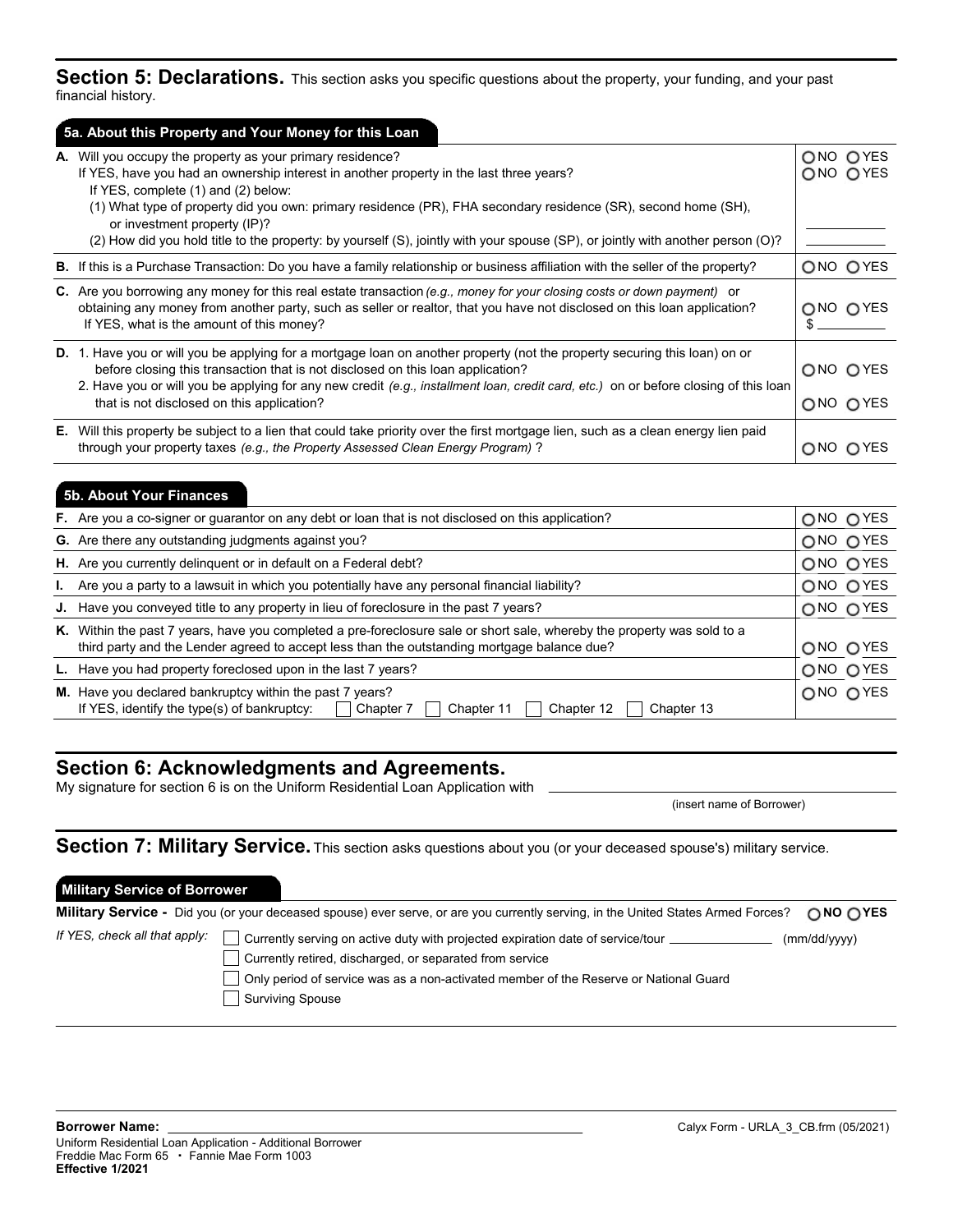## Section 5: Declarations.

This section asks you specific questions about the property, your funding, and your past financial history.

### 5a. About this Property and Your Money for this Loan

| Question | Answer |
|---|---|
| **A.** Will you occupy the property as your primary residence? | ○ NO ○ YES |
| If YES, have you had an ownership interest in another property in the last three years? | ○ NO ○ YES |
| If YES, complete (1) and (2) below: | |
| (1) What type of property did you own: primary residence (PR), FHA secondary residence (SR), second home (SH), or investment property (IP)? | ________ |
| (2) How did you hold title to the property: by yourself (S), jointly with your spouse (SP), or jointly with another person (O)? | ________ |
| **B.** If this is a Purchase Transaction: Do you have a family relationship or business affiliation with the seller of the property? | ○ NO ○ YES |
| **C.** Are you borrowing any money for this real estate transaction *(e.g., money for your closing costs or down payment)* or obtaining any money from another party, such as seller or realtor, that you have not disclosed on this loan application? If YES, what is the amount of this money? | ○ NO ○ YES $ ________ |
| **D.** 1. Have you or will you be applying for a mortgage loan on another property (not the property securing this loan) on or before closing this transaction that is not disclosed on this loan application? | ○ NO ○ YES |
| 2. Have you or will you be applying for any new credit *(e.g., installment loan, credit card, etc.)* on or before closing of this loan that is not disclosed on this application? | ○ NO ○ YES |
| **E.** Will this property be subject to a lien that could take priority over the first mortgage lien, such as a clean energy lien paid through your property taxes *(e.g., the Property Assessed Clean Energy Program)* ? | ○ NO ○ YES |

### 5b. About Your Finances

| Question | Answer |
|---|---|
| **F.** Are you a co-signer or guarantor on any debt or loan that is not disclosed on this application? | ○ NO ○ YES |
| **G.** Are there any outstanding judgments against you? | ○ NO ○ YES |
| **H.** Are you currently delinquent or in default on a Federal debt? | ○ NO ○ YES |
| **I.** Are you a party to a lawsuit in which you potentially have any personal financial liability? | ○ NO ○ YES |
| **J.** Have you conveyed title to any property in lieu of foreclosure in the past 7 years? | ○ NO ○ YES |
| **K.** Within the past 7 years, have you completed a pre-foreclosure sale or short sale, whereby the property was sold to a third party and the Lender agreed to accept less than the outstanding mortgage balance due? | ○ NO ○ YES |
| **L.** Have you had property foreclosed upon in the last 7 years? | ○ NO ○ YES |
| **M.** Have you declared bankruptcy within the past 7 years? If YES, identify the type(s) of bankruptcy: ☐ Chapter 7 ☐ Chapter 11 ☐ Chapter 12 ☐ Chapter 13 | ○ NO ○ YES |

## Section 6: Acknowledgments and Agreements.

My signature for section 6 is on the Uniform Residential Loan Application with ______________________________
(insert name of Borrower)

## Section 7: Military Service.

This section asks questions about you (or your deceased spouse's) military service.

### Military Service of Borrower

**Military Service -** Did you (or your deceased spouse) ever serve, or are you currently serving, in the United States Armed Forces? ○ **NO** ○ **YES**

*If YES, check all that apply:*

- ☐ Currently serving on active duty with projected expiration date of service/tour ______________ (mm/dd/yyyy)
- ☐ Currently retired, discharged, or separated from service
- ☐ Only period of service was as a non-activated member of the Reserve or National Guard
- ☐ Surviving Spouse

**Borrower Name:** ______________________________

Uniform Residential Loan Application - Additional Borrower
Freddie Mac Form 65 • Fannie Mae Form 1003
**Effective 1/2021**

Calyx Form - URLA_3_CB.frm (05/2021)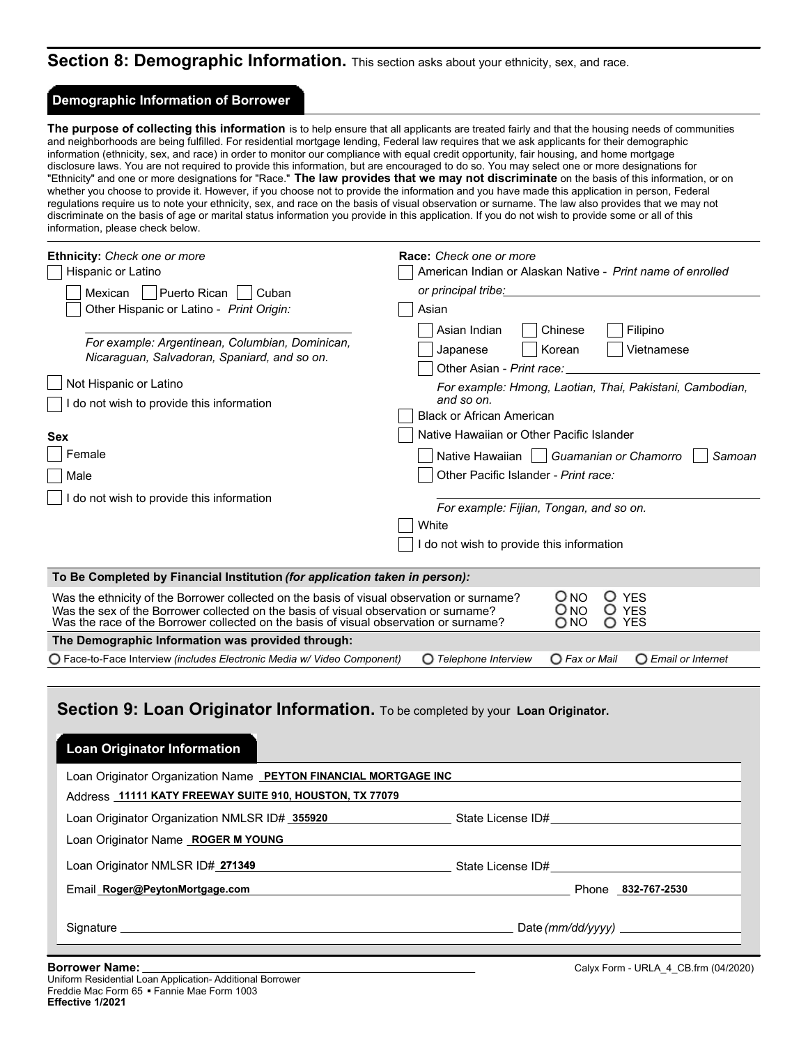## Section 8: Demographic Information. This section asks about your ethnicity, sex, and race.

### Demographic Information of Borrower

**The purpose of collecting this information** is to help ensure that all applicants are treated fairly and that the housing needs of communities and neighborhoods are being fulfilled. For residential mortgage lending, Federal law requires that we ask applicants for their demographic information (ethnicity, sex, and race) in order to monitor our compliance with equal credit opportunity, fair housing, and home mortgage disclosure laws. You are not required to provide this information, but are encouraged to do so. You may select one or more designations for "Ethnicity" and one or more designations for "Race." **The law provides that we may not discriminate** on the basis of this information, or on whether you choose to provide it. However, if you choose not to provide the information and you have made this application in person, Federal regulations require us to note your ethnicity, sex, and race on the basis of visual observation or surname. The law also provides that we may not discriminate on the basis of age or marital status information you provide in this application. If you do not wish to provide some or all of this information, please check below.

**Ethnicity:** *Check one or more*

- ☐ Hispanic or Latino
  - ☐ Mexican ☐ Puerto Rican ☐ Cuban
  - ☐ Other Hispanic or Latino - *Print Origin:* ____________
  - *For example: Argentinean, Columbian, Dominican, Nicaraguan, Salvadoran, Spaniard, and so on.*
- ☐ Not Hispanic or Latino
- ☐ I do not wish to provide this information

**Sex**

- ☐ Female
- ☐ Male
- ☐ I do not wish to provide this information

**Race:** *Check one or more*

- ☐ American Indian or Alaskan Native - *Print name of enrolled or principal tribe:* ____________
- ☐ Asian
  - ☐ Asian Indian ☐ Chinese ☐ Filipino
  - ☐ Japanese ☐ Korean ☐ Vietnamese
  - ☐ Other Asian - *Print race:* ____________
  - *For example: Hmong, Laotian, Thai, Pakistani, Cambodian, and so on.*
- ☐ Black or African American
- ☐ Native Hawaiian or Other Pacific Islander
  - ☐ Native Hawaiian ☐ *Guamanian or Chamorro* ☐ *Samoan*
  - ☐ Other Pacific Islander - *Print race:* ____________
  - *For example: Fijian, Tongan, and so on.*
- ☐ White
- ☐ I do not wish to provide this information

**To Be Completed by Financial Institution** *(for application taken in person):*

Was the ethnicity of the Borrower collected on the basis of visual observation or surname? ○ NO ○ YES

Was the sex of the Borrower collected on the basis of visual observation or surname? ○ NO ○ YES

Was the race of the Borrower collected on the basis of visual observation or surname? ○ NO ○ YES

**The Demographic Information was provided through:**

○ Face-to-Face Interview *(includes Electronic Media w/ Video Component)* ○ *Telephone Interview* ○ *Fax or Mail* ○ *Email or Internet*

## Section 9: Loan Originator Information. To be completed by your **Loan Originator.**

### Loan Originator Information

Loan Originator Organization Name **PEYTON FINANCIAL MORTGAGE INC**

Address **11111 KATY FREEWAY SUITE 910, HOUSTON, TX 77079**

Loan Originator Organization NMLSR ID# **355920** State License ID# ____________

Loan Originator Name **ROGER M YOUNG**

Loan Originator NMLSR ID# **271349** State License ID# ____________

Email **Roger@PeytonMortgage.com** Phone **832-767-2530**

Signature ____________ Date *(mm/dd/yyyy)* ____________

**Borrower Name:** ____________

Uniform Residential Loan Application- Additional Borrower
Freddie Mac Form 65 ▪ Fannie Mae Form 1003
**Effective 1/2021**

Calyx Form - URLA_4_CB.frm (04/2020)